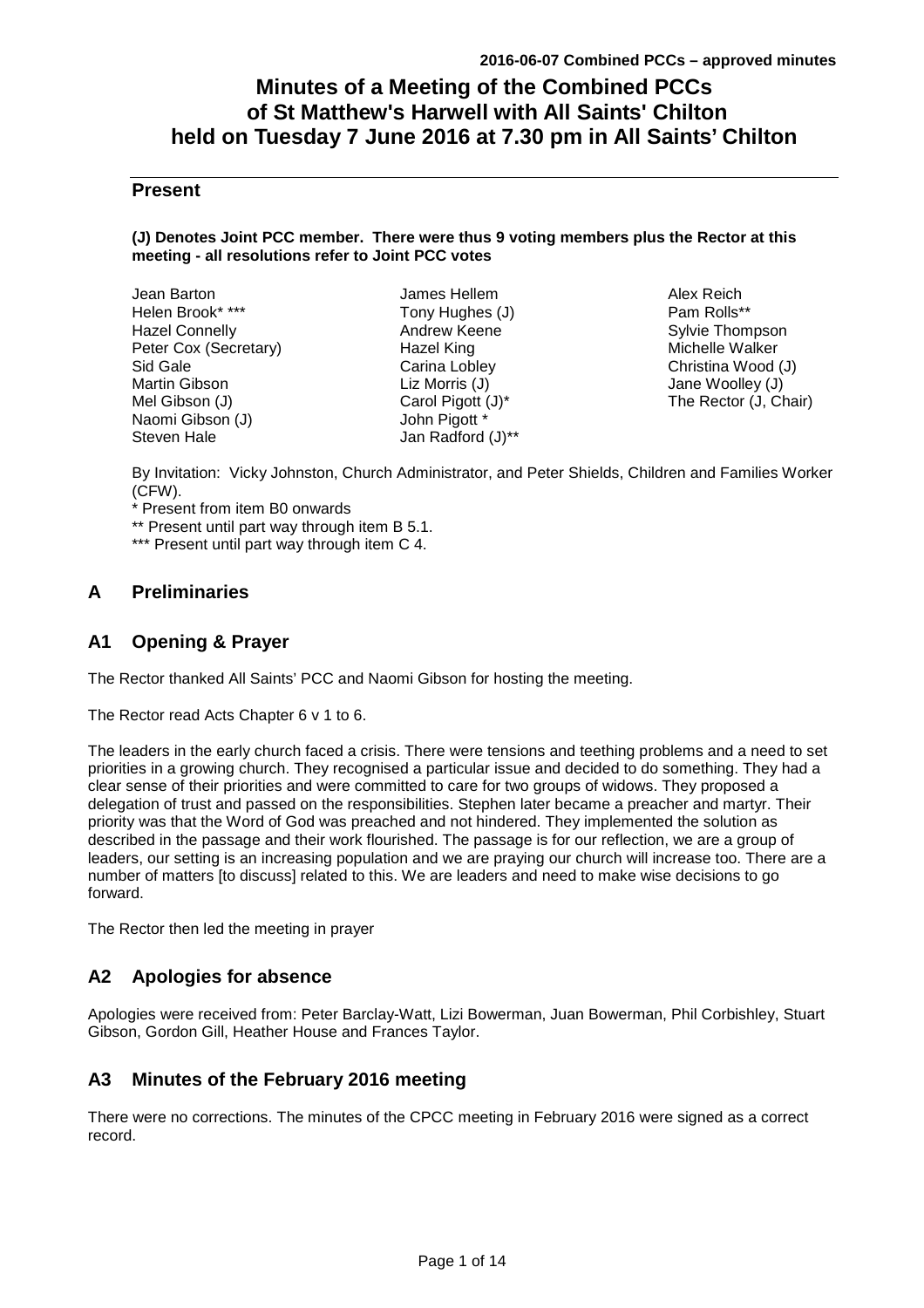# Minutes of a Meeting of the Combined PCCs of St Matthew's Harwell with All Saints' Chilton held on Tuesday 7 June 2016 at 7.30 pm in All Saints' Chilton

## Present

**(J) Denotes Joint PCC member. There were thus 9 voting members plus the Rector at this meeting - all resolutions refer to Joint PCC votes**

Jean Barton
Helen Brook* ***
Hazel Connelly
Peter Cox (Secretary)
Sid Gale
Martin Gibson
Mel Gibson (J)
Naomi Gibson (J)
Steven Hale
James Hellem
Tony Hughes (J)
Andrew Keene
Hazel King
Carina Lobley
Liz Morris (J)
Carol Pigott (J)*
John Pigott *
Jan Radford (J)**
Alex Reich
Pam Rolls**
Sylvie Thompson
Michelle Walker
Christina Wood (J)
Jane Woolley (J)
The Rector (J, Chair)

By Invitation: Vicky Johnston, Church Administrator, and Peter Shields, Children and Families Worker (CFW).

\* Present from item B0 onwards
\*\* Present until part way through item B 5.1.
\*\*\* Present until part way through item C 4.

## A Preliminaries

## A1 Opening & Prayer

The Rector thanked All Saints' PCC and Naomi Gibson for hosting the meeting.

The Rector read Acts Chapter 6 v 1 to 6.

The leaders in the early church faced a crisis. There were tensions and teething problems and a need to set priorities in a growing church. They recognised a particular issue and decided to do something. They had a clear sense of their priorities and were committed to care for two groups of widows. They proposed a delegation of trust and passed on the responsibilities. Stephen later became a preacher and martyr. Their priority was that the Word of God was preached and not hindered. They implemented the solution as described in the passage and their work flourished. The passage is for our reflection, we are a group of leaders, our setting is an increasing population and we are praying our church will increase too. There are a number of matters [to discuss] related to this. We are leaders and need to make wise decisions to go forward.

The Rector then led the meeting in prayer

## A2 Apologies for absence

Apologies were received from: Peter Barclay-Watt, Lizi Bowerman, Juan Bowerman, Phil Corbishley, Stuart Gibson, Gordon Gill, Heather House and Frances Taylor.

## A3 Minutes of the February 2016 meeting

There were no corrections. The minutes of the CPCC meeting in February 2016 were signed as a correct record.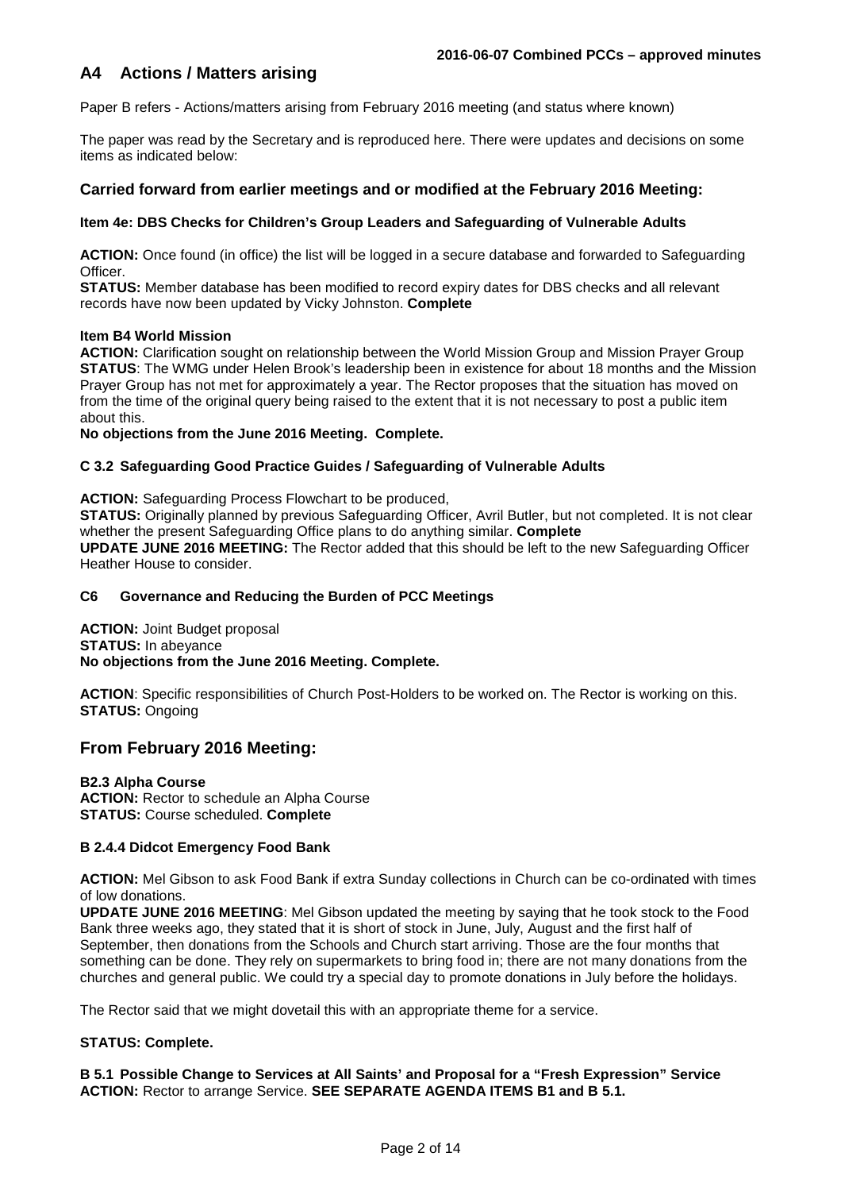## A4 Actions / Matters arising

Paper B refers - Actions/matters arising from February 2016 meeting (and status where known)

The paper was read by the Secretary and is reproduced here. There were updates and decisions on some items as indicated below:

### Carried forward from earlier meetings and or modified at the February 2016 Meeting:

#### Item 4e: DBS Checks for Children's Group Leaders and Safeguarding of Vulnerable Adults

**ACTION:** Once found (in office) the list will be logged in a secure database and forwarded to Safeguarding Officer.
**STATUS:** Member database has been modified to record expiry dates for DBS checks and all relevant records have now been updated by Vicky Johnston. **Complete**

#### Item B4 World Mission

**ACTION:** Clarification sought on relationship between the World Mission Group and Mission Prayer Group
**STATUS**: The WMG under Helen Brook's leadership been in existence for about 18 months and the Mission Prayer Group has not met for approximately a year. The Rector proposes that the situation has moved on from the time of the original query being raised to the extent that it is not necessary to post a public item about this.
**No objections from the June 2016 Meeting. Complete.**

#### C 3.2 Safeguarding Good Practice Guides / Safeguarding of Vulnerable Adults

**ACTION:** Safeguarding Process Flowchart to be produced,
**STATUS:** Originally planned by previous Safeguarding Officer, Avril Butler, but not completed. It is not clear whether the present Safeguarding Office plans to do anything similar. **Complete**
**UPDATE JUNE 2016 MEETING:** The Rector added that this should be left to the new Safeguarding Officer Heather House to consider.

#### C6 Governance and Reducing the Burden of PCC Meetings

**ACTION:** Joint Budget proposal
**STATUS:** In abeyance
**No objections from the June 2016 Meeting. Complete.**

**ACTION**: Specific responsibilities of Church Post-Holders to be worked on. The Rector is working on this.
**STATUS:** Ongoing

### From February 2016 Meeting:

#### B2.3 Alpha Course

**ACTION:** Rector to schedule an Alpha Course
**STATUS:** Course scheduled. **Complete**

#### B 2.4.4 Didcot Emergency Food Bank

**ACTION:** Mel Gibson to ask Food Bank if extra Sunday collections in Church can be co-ordinated with times of low donations.
**UPDATE JUNE 2016 MEETING**: Mel Gibson updated the meeting by saying that he took stock to the Food Bank three weeks ago, they stated that it is short of stock in June, July, August and the first half of September, then donations from the Schools and Church start arriving. Those are the four months that something can be done. They rely on supermarkets to bring food in; there are not many donations from the churches and general public. We could try a special day to promote donations in July before the holidays.

The Rector said that we might dovetail this with an appropriate theme for a service.

**STATUS: Complete.**

#### B 5.1 Possible Change to Services at All Saints' and Proposal for a "Fresh Expression" Service

**ACTION:** Rector to arrange Service. **SEE SEPARATE AGENDA ITEMS B1 and B 5.1.**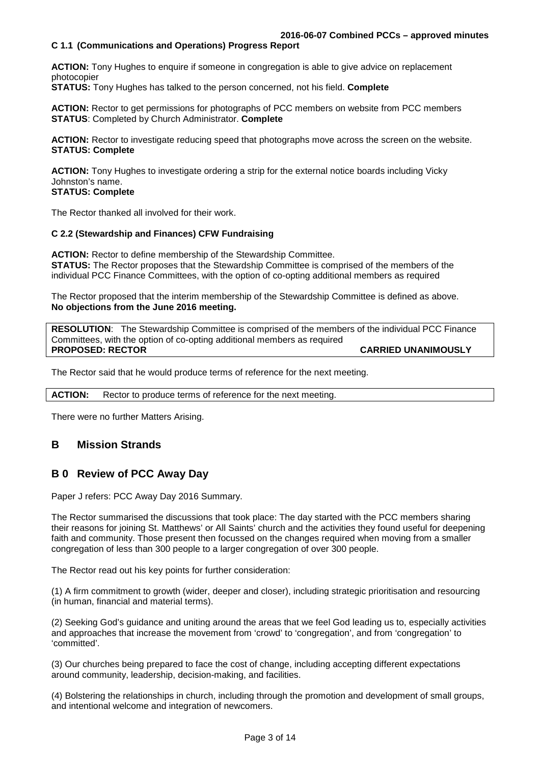#### C 1.1 (Communications and Operations) Progress Report

**ACTION:** Tony Hughes to enquire if someone in congregation is able to give advice on replacement photocopier
**STATUS:** Tony Hughes has talked to the person concerned, not his field. **Complete**

**ACTION:** Rector to get permissions for photographs of PCC members on website from PCC members
**STATUS**: Completed by Church Administrator. **Complete**

**ACTION:** Rector to investigate reducing speed that photographs move across the screen on the website.
**STATUS: Complete**

**ACTION:** Tony Hughes to investigate ordering a strip for the external notice boards including Vicky Johnston's name.
**STATUS: Complete**

The Rector thanked all involved for their work.

#### C 2.2 (Stewardship and Finances) CFW Fundraising

**ACTION:** Rector to define membership of the Stewardship Committee.
**STATUS:** The Rector proposes that the Stewardship Committee is comprised of the members of the individual PCC Finance Committees, with the option of co-opting additional members as required

The Rector proposed that the interim membership of the Stewardship Committee is defined as above.
**No objections from the June 2016 meeting.**

**RESOLUTION**: The Stewardship Committee is comprised of the members of the individual PCC Finance Committees, with the option of co-opting additional members as required
**PROPOSED: RECTOR** **CARRIED UNANIMOUSLY**

The Rector said that he would produce terms of reference for the next meeting.

**ACTION:** Rector to produce terms of reference for the next meeting.

There were no further Matters Arising.

## B Mission Strands

## B 0 Review of PCC Away Day

Paper J refers: PCC Away Day 2016 Summary.

The Rector summarised the discussions that took place: The day started with the PCC members sharing their reasons for joining St. Matthews' or All Saints' church and the activities they found useful for deepening faith and community. Those present then focussed on the changes required when moving from a smaller congregation of less than 300 people to a larger congregation of over 300 people.

The Rector read out his key points for further consideration:

(1) A firm commitment to growth (wider, deeper and closer), including strategic prioritisation and resourcing (in human, financial and material terms).

(2) Seeking God's guidance and uniting around the areas that we feel God leading us to, especially activities and approaches that increase the movement from 'crowd' to 'congregation', and from 'congregation' to 'committed'.

(3) Our churches being prepared to face the cost of change, including accepting different expectations around community, leadership, decision-making, and facilities.

(4) Bolstering the relationships in church, including through the promotion and development of small groups, and intentional welcome and integration of newcomers.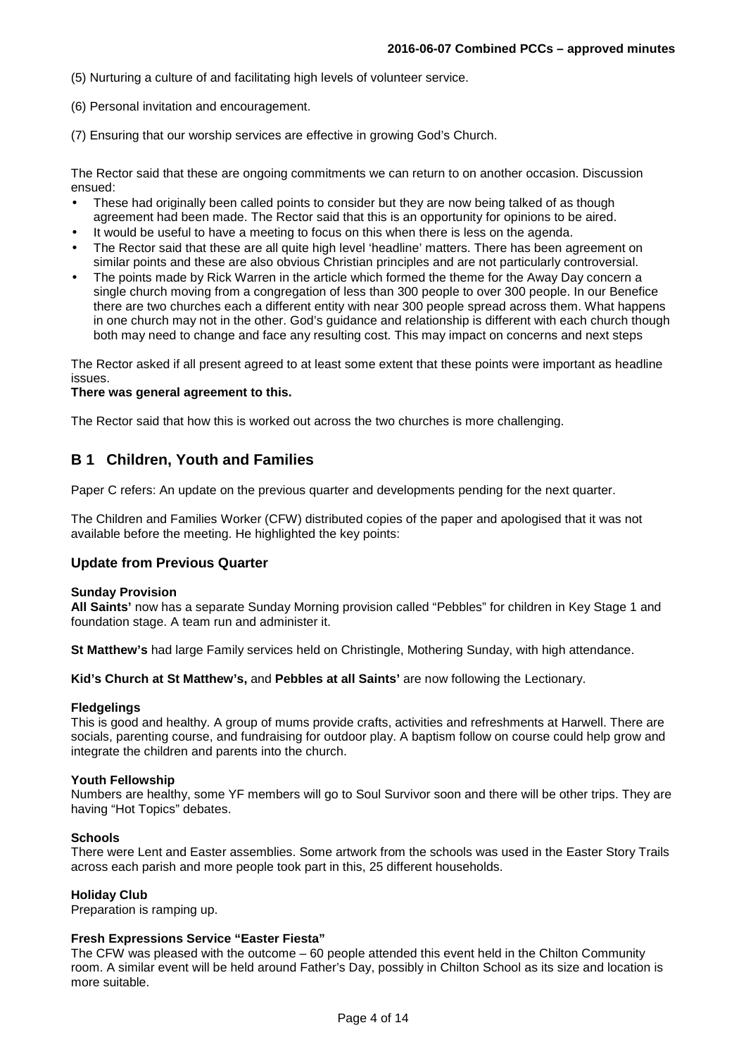(5) Nurturing a culture of and facilitating high levels of volunteer service.

(6) Personal invitation and encouragement.

(7) Ensuring that our worship services are effective in growing God's Church.

The Rector said that these are ongoing commitments we can return to on another occasion. Discussion ensued:

- These had originally been called points to consider but they are now being talked of as though agreement had been made. The Rector said that this is an opportunity for opinions to be aired.
- It would be useful to have a meeting to focus on this when there is less on the agenda.
- The Rector said that these are all quite high level 'headline' matters. There has been agreement on similar points and these are also obvious Christian principles and are not particularly controversial.
- The points made by Rick Warren in the article which formed the theme for the Away Day concern a single church moving from a congregation of less than 300 people to over 300 people. In our Benefice there are two churches each a different entity with near 300 people spread across them. What happens in one church may not in the other. God's guidance and relationship is different with each church though both may need to change and face any resulting cost. This may impact on concerns and next steps

The Rector asked if all present agreed to at least some extent that these points were important as headline issues.

**There was general agreement to this.**

The Rector said that how this is worked out across the two churches is more challenging.

## B 1 Children, Youth and Families

Paper C refers: An update on the previous quarter and developments pending for the next quarter.

The Children and Families Worker (CFW) distributed copies of the paper and apologised that it was not available before the meeting. He highlighted the key points:

### Update from Previous Quarter

**Sunday Provision**

**All Saints'** now has a separate Sunday Morning provision called "Pebbles" for children in Key Stage 1 and foundation stage. A team run and administer it.

**St Matthew's** had large Family services held on Christingle, Mothering Sunday, with high attendance.

**Kid's Church at St Matthew's,** and **Pebbles at all Saints'** are now following the Lectionary.

**Fledgelings**

This is good and healthy. A group of mums provide crafts, activities and refreshments at Harwell. There are socials, parenting course, and fundraising for outdoor play. A baptism follow on course could help grow and integrate the children and parents into the church.

**Youth Fellowship**

Numbers are healthy, some YF members will go to Soul Survivor soon and there will be other trips. They are having "Hot Topics" debates.

**Schools**

There were Lent and Easter assemblies. Some artwork from the schools was used in the Easter Story Trails across each parish and more people took part in this, 25 different households.

**Holiday Club**

Preparation is ramping up.

**Fresh Expressions Service "Easter Fiesta"**

The CFW was pleased with the outcome – 60 people attended this event held in the Chilton Community room. A similar event will be held around Father's Day, possibly in Chilton School as its size and location is more suitable.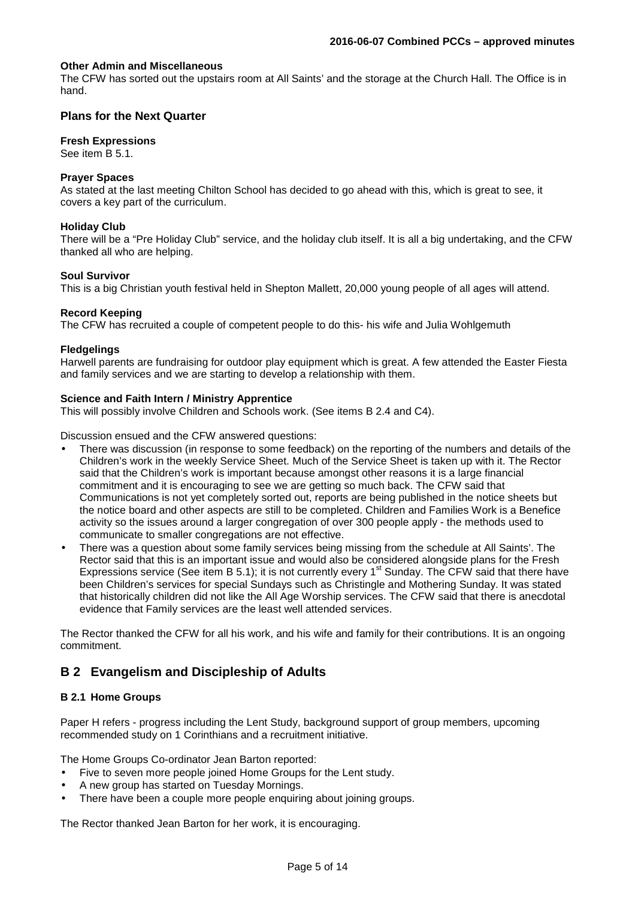**Other Admin and Miscellaneous**

The CFW has sorted out the upstairs room at All Saints' and the storage at the Church Hall. The Office is in hand.

### Plans for the Next Quarter

**Fresh Expressions**

See item B 5.1.

**Prayer Spaces**

As stated at the last meeting Chilton School has decided to go ahead with this, which is great to see, it covers a key part of the curriculum.

**Holiday Club**

There will be a "Pre Holiday Club" service, and the holiday club itself. It is all a big undertaking, and the CFW thanked all who are helping.

**Soul Survivor**

This is a big Christian youth festival held in Shepton Mallett, 20,000 young people of all ages will attend.

**Record Keeping**

The CFW has recruited a couple of competent people to do this- his wife and Julia Wohlgemuth

**Fledgelings**

Harwell parents are fundraising for outdoor play equipment which is great. A few attended the Easter Fiesta and family services and we are starting to develop a relationship with them.

**Science and Faith Intern / Ministry Apprentice**

This will possibly involve Children and Schools work. (See items B 2.4 and C4).

Discussion ensued and the CFW answered questions:

- There was discussion (in response to some feedback) on the reporting of the numbers and details of the Children's work in the weekly Service Sheet. Much of the Service Sheet is taken up with it. The Rector said that the Children's work is important because amongst other reasons it is a large financial commitment and it is encouraging to see we are getting so much back. The CFW said that Communications is not yet completely sorted out, reports are being published in the notice sheets but the notice board and other aspects are still to be completed. Children and Families Work is a Benefice activity so the issues around a larger congregation of over 300 people apply - the methods used to communicate to smaller congregations are not effective.
- There was a question about some family services being missing from the schedule at All Saints'. The Rector said that this is an important issue and would also be considered alongside plans for the Fresh Expressions service (See item B 5.1); it is not currently every 1st Sunday. The CFW said that there have been Children's services for special Sundays such as Christingle and Mothering Sunday. It was stated that historically children did not like the All Age Worship services. The CFW said that there is anecdotal evidence that Family services are the least well attended services.

The Rector thanked the CFW for all his work, and his wife and family for their contributions. It is an ongoing commitment.

## B 2 Evangelism and Discipleship of Adults

### B 2.1 Home Groups

Paper H refers - progress including the Lent Study, background support of group members, upcoming recommended study on 1 Corinthians and a recruitment initiative.

The Home Groups Co-ordinator Jean Barton reported:

- Five to seven more people joined Home Groups for the Lent study.
- A new group has started on Tuesday Mornings.
- There have been a couple more people enquiring about joining groups.

The Rector thanked Jean Barton for her work, it is encouraging.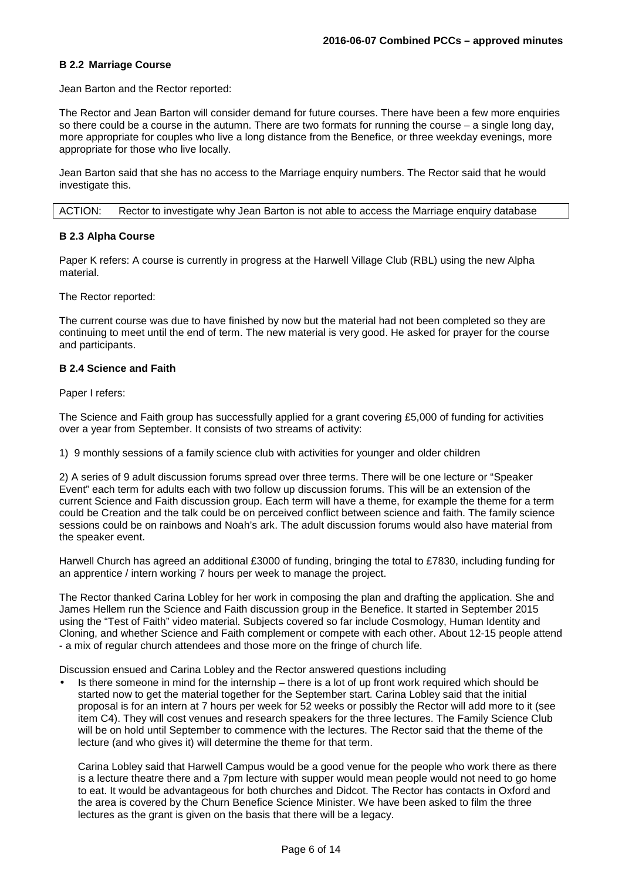### B 2.2 Marriage Course

Jean Barton and the Rector reported:

The Rector and Jean Barton will consider demand for future courses. There have been a few more enquiries so there could be a course in the autumn. There are two formats for running the course – a single long day, more appropriate for couples who live a long distance from the Benefice, or three weekday evenings, more appropriate for those who live locally.

Jean Barton said that she has no access to the Marriage enquiry numbers. The Rector said that he would investigate this.

| ACTION: | Rector to investigate why Jean Barton is not able to access the Marriage enquiry database |
|---|---|

### B 2.3 Alpha Course

Paper K refers: A course is currently in progress at the Harwell Village Club (RBL) using the new Alpha material.

The Rector reported:

The current course was due to have finished by now but the material had not been completed so they are continuing to meet until the end of term. The new material is very good. He asked for prayer for the course and participants.

### B 2.4 Science and Faith

Paper I refers:

The Science and Faith group has successfully applied for a grant covering £5,000 of funding for activities over a year from September. It consists of two streams of activity:

1) 9 monthly sessions of a family science club with activities for younger and older children

2) A series of 9 adult discussion forums spread over three terms. There will be one lecture or "Speaker Event" each term for adults each with two follow up discussion forums. This will be an extension of the current Science and Faith discussion group. Each term will have a theme, for example the theme for a term could be Creation and the talk could be on perceived conflict between science and faith. The family science sessions could be on rainbows and Noah's ark. The adult discussion forums would also have material from the speaker event.

Harwell Church has agreed an additional £3000 of funding, bringing the total to £7830, including funding for an apprentice / intern working 7 hours per week to manage the project.

The Rector thanked Carina Lobley for her work in composing the plan and drafting the application. She and James Hellem run the Science and Faith discussion group in the Benefice. It started in September 2015 using the "Test of Faith" video material. Subjects covered so far include Cosmology, Human Identity and Cloning, and whether Science and Faith complement or compete with each other. About 12-15 people attend - a mix of regular church attendees and those more on the fringe of church life.

Discussion ensued and Carina Lobley and the Rector answered questions including

- Is there someone in mind for the internship – there is a lot of up front work required which should be started now to get the material together for the September start. Carina Lobley said that the initial proposal is for an intern at 7 hours per week for 52 weeks or possibly the Rector will add more to it (see item C4). They will cost venues and research speakers for the three lectures. The Family Science Club will be on hold until September to commence with the lectures. The Rector said that the theme of the lecture (and who gives it) will determine the theme for that term.

  Carina Lobley said that Harwell Campus would be a good venue for the people who work there as there is a lecture theatre there and a 7pm lecture with supper would mean people would not need to go home to eat. It would be advantageous for both churches and Didcot. The Rector has contacts in Oxford and the area is covered by the Churn Benefice Science Minister. We have been asked to film the three lectures as the grant is given on the basis that there will be a legacy.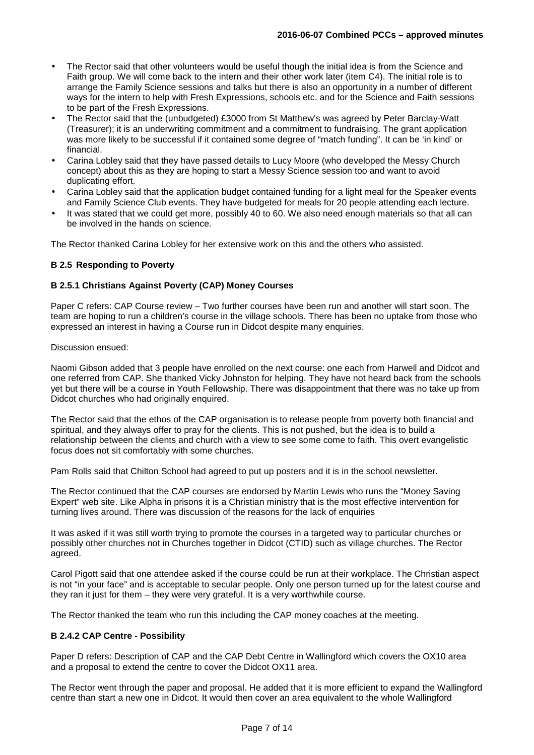- The Rector said that other volunteers would be useful though the initial idea is from the Science and Faith group. We will come back to the intern and their other work later (item C4). The initial role is to arrange the Family Science sessions and talks but there is also an opportunity in a number of different ways for the intern to help with Fresh Expressions, schools etc. and for the Science and Faith sessions to be part of the Fresh Expressions.
- The Rector said that the (unbudgeted) £3000 from St Matthew's was agreed by Peter Barclay-Watt (Treasurer); it is an underwriting commitment and a commitment to fundraising. The grant application was more likely to be successful if it contained some degree of "match funding". It can be 'in kind' or financial.
- Carina Lobley said that they have passed details to Lucy Moore (who developed the Messy Church concept) about this as they are hoping to start a Messy Science session too and want to avoid duplicating effort.
- Carina Lobley said that the application budget contained funding for a light meal for the Speaker events and Family Science Club events. They have budgeted for meals for 20 people attending each lecture.
- It was stated that we could get more, possibly 40 to 60. We also need enough materials so that all can be involved in the hands on science.

The Rector thanked Carina Lobley for her extensive work on this and the others who assisted.

**B 2.5 Responding to Poverty**

**B 2.5.1 Christians Against Poverty (CAP) Money Courses**

Paper C refers: CAP Course review – Two further courses have been run and another will start soon. The team are hoping to run a children's course in the village schools. There has been no uptake from those who expressed an interest in having a Course run in Didcot despite many enquiries.

Discussion ensued:

Naomi Gibson added that 3 people have enrolled on the next course: one each from Harwell and Didcot and one referred from CAP. She thanked Vicky Johnston for helping. They have not heard back from the schools yet but there will be a course in Youth Fellowship. There was disappointment that there was no take up from Didcot churches who had originally enquired.

The Rector said that the ethos of the CAP organisation is to release people from poverty both financial and spiritual, and they always offer to pray for the clients. This is not pushed, but the idea is to build a relationship between the clients and church with a view to see some come to faith. This overt evangelistic focus does not sit comfortably with some churches.

Pam Rolls said that Chilton School had agreed to put up posters and it is in the school newsletter.

The Rector continued that the CAP courses are endorsed by Martin Lewis who runs the "Money Saving Expert" web site. Like Alpha in prisons it is a Christian ministry that is the most effective intervention for turning lives around. There was discussion of the reasons for the lack of enquiries

It was asked if it was still worth trying to promote the courses in a targeted way to particular churches or possibly other churches not in Churches together in Didcot (CTID) such as village churches. The Rector agreed.

Carol Pigott said that one attendee asked if the course could be run at their workplace. The Christian aspect is not "in your face" and is acceptable to secular people. Only one person turned up for the latest course and they ran it just for them – they were very grateful. It is a very worthwhile course.

The Rector thanked the team who run this including the CAP money coaches at the meeting.

**B 2.4.2 CAP Centre - Possibility**

Paper D refers: Description of CAP and the CAP Debt Centre in Wallingford which covers the OX10 area and a proposal to extend the centre to cover the Didcot OX11 area.

The Rector went through the paper and proposal. He added that it is more efficient to expand the Wallingford centre than start a new one in Didcot. It would then cover an area equivalent to the whole Wallingford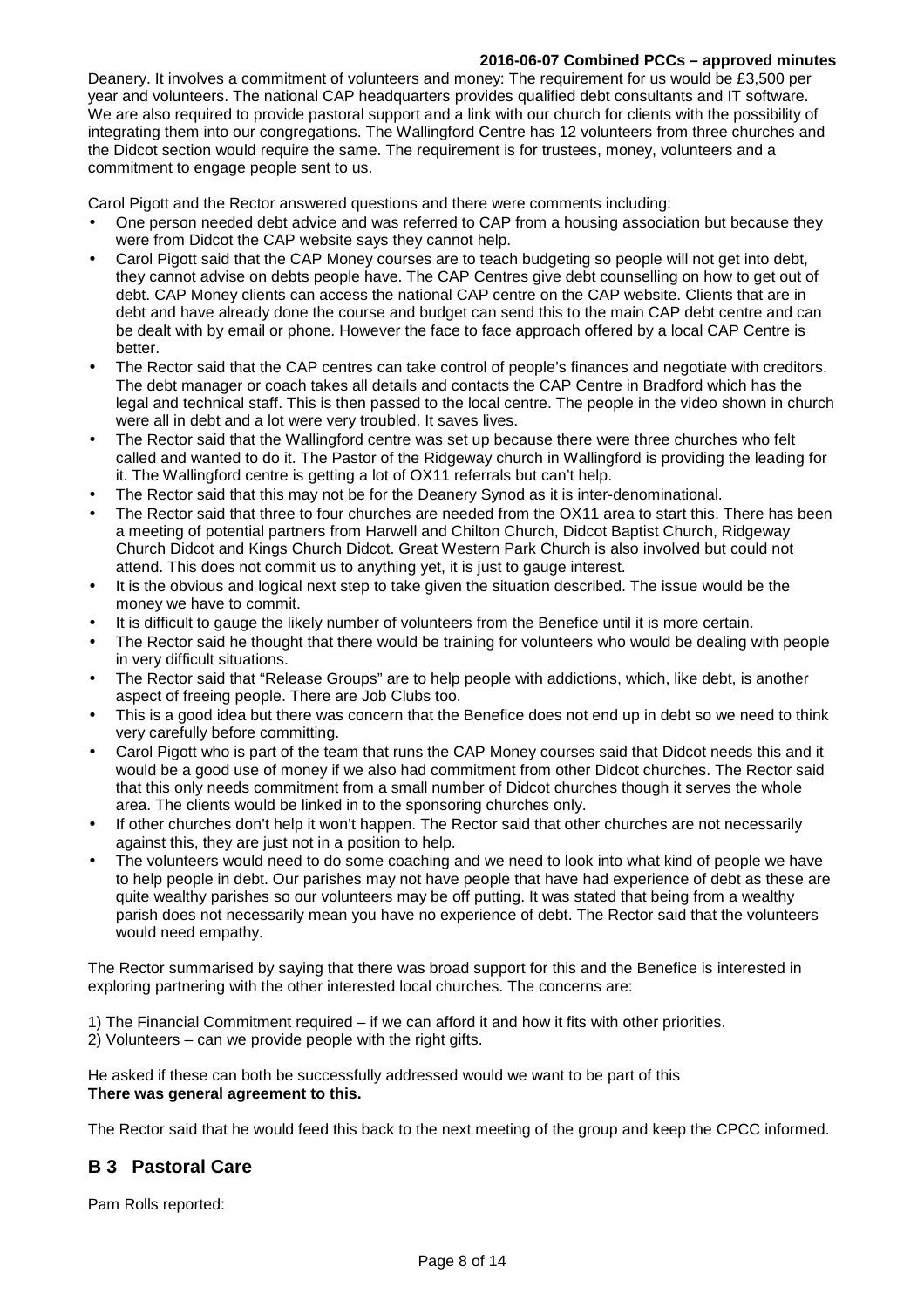Deanery. It involves a commitment of volunteers and money: The requirement for us would be £3,500 per year and volunteers. The national CAP headquarters provides qualified debt consultants and IT software. We are also required to provide pastoral support and a link with our church for clients with the possibility of integrating them into our congregations. The Wallingford Centre has 12 volunteers from three churches and the Didcot section would require the same. The requirement is for trustees, money, volunteers and a commitment to engage people sent to us.

Carol Pigott and the Rector answered questions and there were comments including:

- One person needed debt advice and was referred to CAP from a housing association but because they were from Didcot the CAP website says they cannot help.
- Carol Pigott said that the CAP Money courses are to teach budgeting so people will not get into debt, they cannot advise on debts people have. The CAP Centres give debt counselling on how to get out of debt. CAP Money clients can access the national CAP centre on the CAP website. Clients that are in debt and have already done the course and budget can send this to the main CAP debt centre and can be dealt with by email or phone. However the face to face approach offered by a local CAP Centre is better.
- The Rector said that the CAP centres can take control of people's finances and negotiate with creditors. The debt manager or coach takes all details and contacts the CAP Centre in Bradford which has the legal and technical staff. This is then passed to the local centre. The people in the video shown in church were all in debt and a lot were very troubled. It saves lives.
- The Rector said that the Wallingford centre was set up because there were three churches who felt called and wanted to do it. The Pastor of the Ridgeway church in Wallingford is providing the leading for it. The Wallingford centre is getting a lot of OX11 referrals but can't help.
- The Rector said that this may not be for the Deanery Synod as it is inter-denominational.
- The Rector said that three to four churches are needed from the OX11 area to start this. There has been a meeting of potential partners from Harwell and Chilton Church, Didcot Baptist Church, Ridgeway Church Didcot and Kings Church Didcot. Great Western Park Church is also involved but could not attend. This does not commit us to anything yet, it is just to gauge interest.
- It is the obvious and logical next step to take given the situation described. The issue would be the money we have to commit.
- It is difficult to gauge the likely number of volunteers from the Benefice until it is more certain.
- The Rector said he thought that there would be training for volunteers who would be dealing with people in very difficult situations.
- The Rector said that "Release Groups" are to help people with addictions, which, like debt, is another aspect of freeing people. There are Job Clubs too.
- This is a good idea but there was concern that the Benefice does not end up in debt so we need to think very carefully before committing.
- Carol Pigott who is part of the team that runs the CAP Money courses said that Didcot needs this and it would be a good use of money if we also had commitment from other Didcot churches. The Rector said that this only needs commitment from a small number of Didcot churches though it serves the whole area. The clients would be linked in to the sponsoring churches only.
- If other churches don't help it won't happen. The Rector said that other churches are not necessarily against this, they are just not in a position to help.
- The volunteers would need to do some coaching and we need to look into what kind of people we have to help people in debt. Our parishes may not have people that have had experience of debt as these are quite wealthy parishes so our volunteers may be off putting. It was stated that being from a wealthy parish does not necessarily mean you have no experience of debt. The Rector said that the volunteers would need empathy.

The Rector summarised by saying that there was broad support for this and the Benefice is interested in exploring partnering with the other interested local churches. The concerns are:

1) The Financial Commitment required – if we can afford it and how it fits with other priorities.
2) Volunteers – can we provide people with the right gifts.

He asked if these can both be successfully addressed would we want to be part of this
**There was general agreement to this.**

The Rector said that he would feed this back to the next meeting of the group and keep the CPCC informed.

## B 3 Pastoral Care

Pam Rolls reported: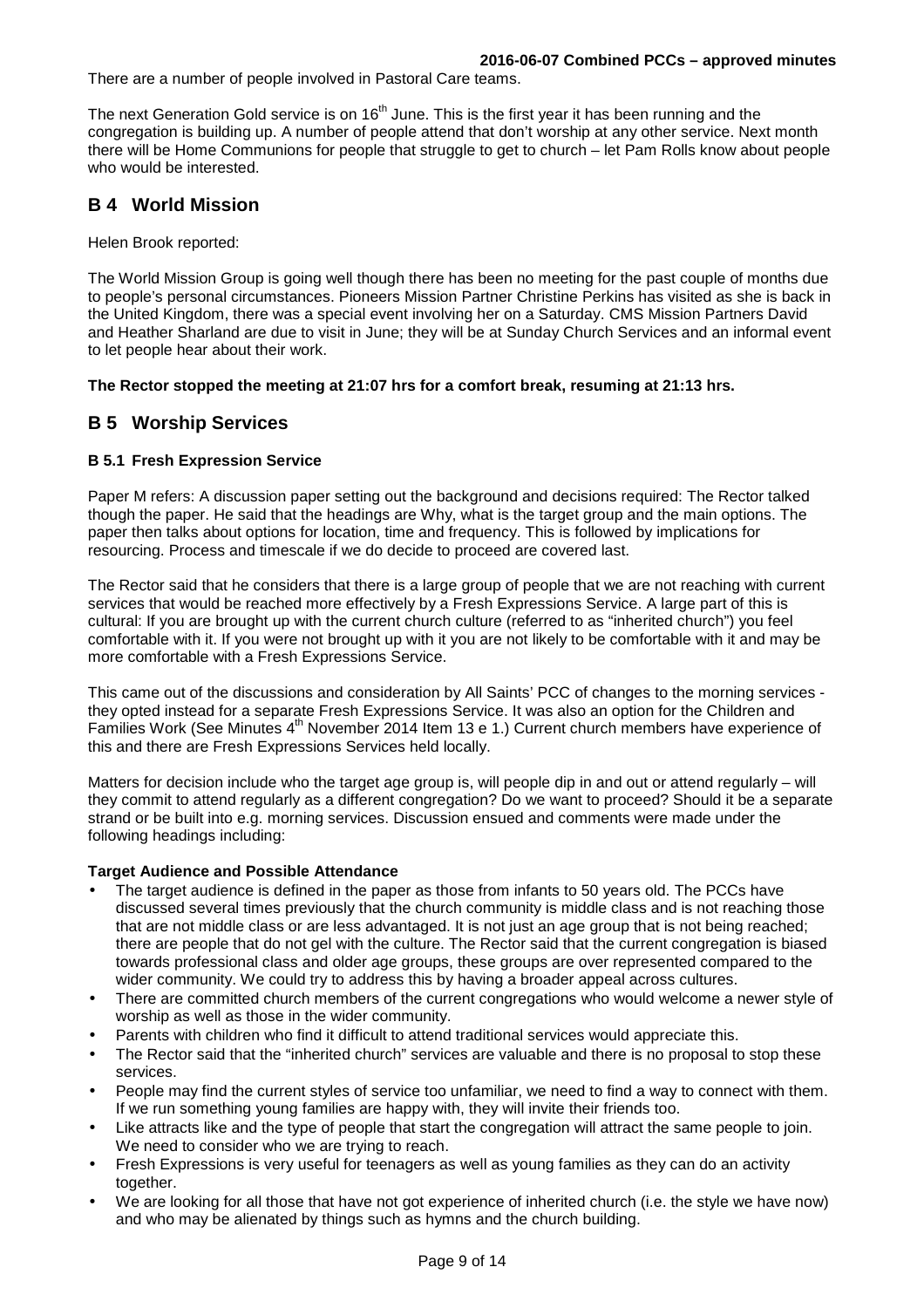There are a number of people involved in Pastoral Care teams.

The next Generation Gold service is on 16th June. This is the first year it has been running and the congregation is building up. A number of people attend that don't worship at any other service. Next month there will be Home Communions for people that struggle to get to church – let Pam Rolls know about people who would be interested.

## B 4 World Mission

Helen Brook reported:

The World Mission Group is going well though there has been no meeting for the past couple of months due to people's personal circumstances. Pioneers Mission Partner Christine Perkins has visited as she is back in the United Kingdom, there was a special event involving her on a Saturday. CMS Mission Partners David and Heather Sharland are due to visit in June; they will be at Sunday Church Services and an informal event to let people hear about their work.

**The Rector stopped the meeting at 21:07 hrs for a comfort break, resuming at 21:13 hrs.**

## B 5 Worship Services

### B 5.1 Fresh Expression Service

Paper M refers: A discussion paper setting out the background and decisions required: The Rector talked though the paper. He said that the headings are Why, what is the target group and the main options. The paper then talks about options for location, time and frequency. This is followed by implications for resourcing. Process and timescale if we do decide to proceed are covered last.

The Rector said that he considers that there is a large group of people that we are not reaching with current services that would be reached more effectively by a Fresh Expressions Service. A large part of this is cultural: If you are brought up with the current church culture (referred to as "inherited church") you feel comfortable with it. If you were not brought up with it you are not likely to be comfortable with it and may be more comfortable with a Fresh Expressions Service.

This came out of the discussions and consideration by All Saints' PCC of changes to the morning services - they opted instead for a separate Fresh Expressions Service. It was also an option for the Children and Families Work (See Minutes 4th November 2014 Item 13 e 1.) Current church members have experience of this and there are Fresh Expressions Services held locally.

Matters for decision include who the target age group is, will people dip in and out or attend regularly – will they commit to attend regularly as a different congregation? Do we want to proceed? Should it be a separate strand or be built into e.g. morning services. Discussion ensued and comments were made under the following headings including:

**Target Audience and Possible Attendance**

- The target audience is defined in the paper as those from infants to 50 years old. The PCCs have discussed several times previously that the church community is middle class and is not reaching those that are not middle class or are less advantaged. It is not just an age group that is not being reached; there are people that do not gel with the culture. The Rector said that the current congregation is biased towards professional class and older age groups, these groups are over represented compared to the wider community. We could try to address this by having a broader appeal across cultures.
- There are committed church members of the current congregations who would welcome a newer style of worship as well as those in the wider community.
- Parents with children who find it difficult to attend traditional services would appreciate this.
- The Rector said that the "inherited church" services are valuable and there is no proposal to stop these services.
- People may find the current styles of service too unfamiliar, we need to find a way to connect with them. If we run something young families are happy with, they will invite their friends too.
- Like attracts like and the type of people that start the congregation will attract the same people to join. We need to consider who we are trying to reach.
- Fresh Expressions is very useful for teenagers as well as young families as they can do an activity together.
- We are looking for all those that have not got experience of inherited church (i.e. the style we have now) and who may be alienated by things such as hymns and the church building.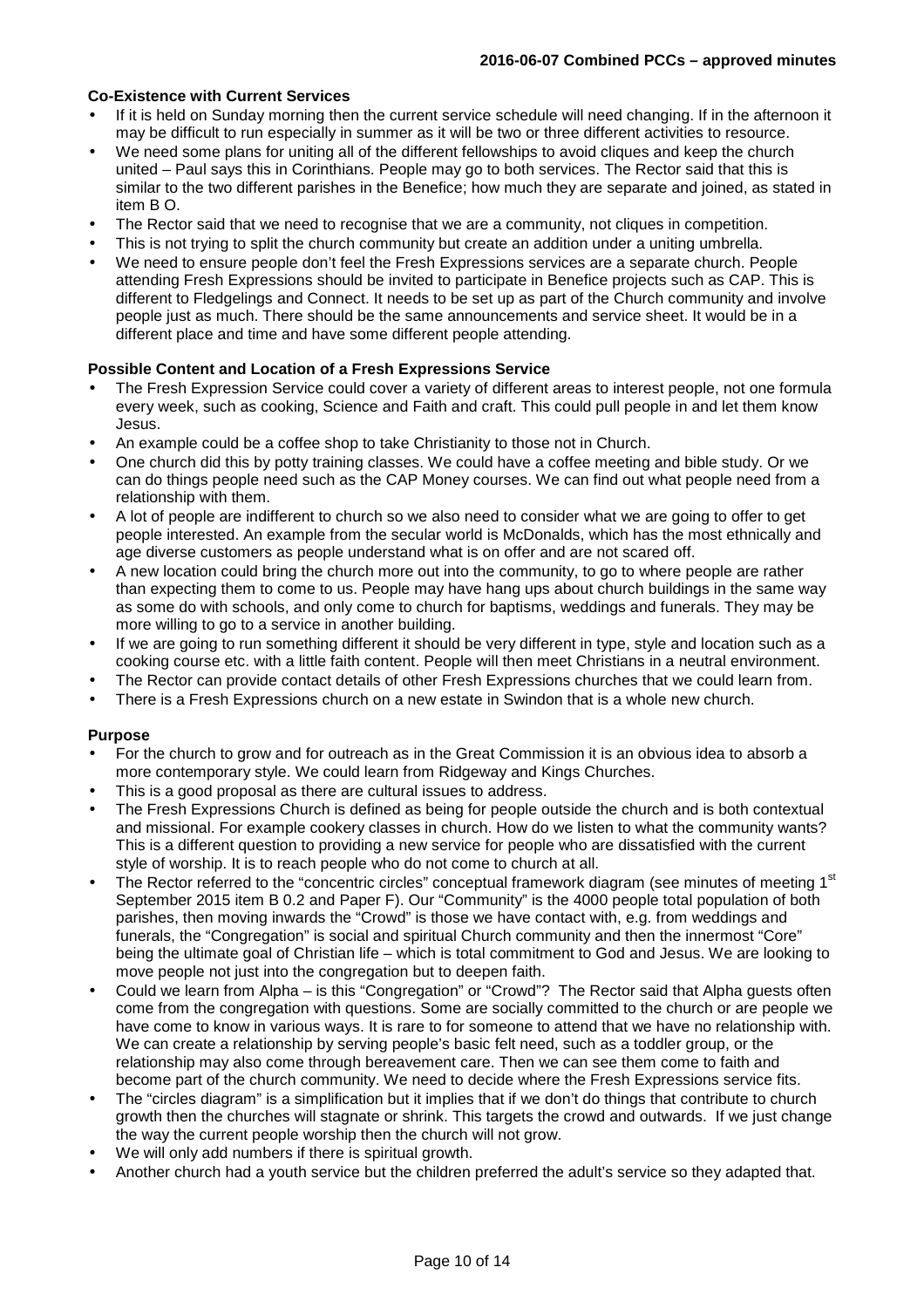**Co-Existence with Current Services**

- If it is held on Sunday morning then the current service schedule will need changing. If in the afternoon it may be difficult to run especially in summer as it will be two or three different activities to resource.
- We need some plans for uniting all of the different fellowships to avoid cliques and keep the church united – Paul says this in Corinthians. People may go to both services. The Rector said that this is similar to the two different parishes in the Benefice; how much they are separate and joined, as stated in item B O.
- The Rector said that we need to recognise that we are a community, not cliques in competition.
- This is not trying to split the church community but create an addition under a uniting umbrella.
- We need to ensure people don't feel the Fresh Expressions services are a separate church. People attending Fresh Expressions should be invited to participate in Benefice projects such as CAP. This is different to Fledgelings and Connect. It needs to be set up as part of the Church community and involve people just as much. There should be the same announcements and service sheet. It would be in a different place and time and have some different people attending.

**Possible Content and Location of a Fresh Expressions Service**

- The Fresh Expression Service could cover a variety of different areas to interest people, not one formula every week, such as cooking, Science and Faith and craft. This could pull people in and let them know Jesus.
- An example could be a coffee shop to take Christianity to those not in Church.
- One church did this by potty training classes. We could have a coffee meeting and bible study. Or we can do things people need such as the CAP Money courses. We can find out what people need from a relationship with them.
- A lot of people are indifferent to church so we also need to consider what we are going to offer to get people interested. An example from the secular world is McDonalds, which has the most ethnically and age diverse customers as people understand what is on offer and are not scared off.
- A new location could bring the church more out into the community, to go to where people are rather than expecting them to come to us. People may have hang ups about church buildings in the same way as some do with schools, and only come to church for baptisms, weddings and funerals. They may be more willing to go to a service in another building.
- If we are going to run something different it should be very different in type, style and location such as a cooking course etc. with a little faith content. People will then meet Christians in a neutral environment.
- The Rector can provide contact details of other Fresh Expressions churches that we could learn from.
- There is a Fresh Expressions church on a new estate in Swindon that is a whole new church.

**Purpose**

- For the church to grow and for outreach as in the Great Commission it is an obvious idea to absorb a more contemporary style. We could learn from Ridgeway and Kings Churches.
- This is a good proposal as there are cultural issues to address.
- The Fresh Expressions Church is defined as being for people outside the church and is both contextual and missional. For example cookery classes in church. How do we listen to what the community wants? This is a different question to providing a new service for people who are dissatisfied with the current style of worship. It is to reach people who do not come to church at all.
- The Rector referred to the "concentric circles" conceptual framework diagram (see minutes of meeting 1st September 2015 item B 0.2 and Paper F). Our "Community" is the 4000 people total population of both parishes, then moving inwards the "Crowd" is those we have contact with, e.g. from weddings and funerals, the "Congregation" is social and spiritual Church community and then the innermost "Core" being the ultimate goal of Christian life – which is total commitment to God and Jesus. We are looking to move people not just into the congregation but to deepen faith.
- Could we learn from Alpha – is this "Congregation" or "Crowd"? The Rector said that Alpha guests often come from the congregation with questions. Some are socially committed to the church or are people we have come to know in various ways. It is rare to for someone to attend that we have no relationship with. We can create a relationship by serving people's basic felt need, such as a toddler group, or the relationship may also come through bereavement care. Then we can see them come to faith and become part of the church community. We need to decide where the Fresh Expressions service fits.
- The "circles diagram" is a simplification but it implies that if we don't do things that contribute to church growth then the churches will stagnate or shrink. This targets the crowd and outwards. If we just change the way the current people worship then the church will not grow.
- We will only add numbers if there is spiritual growth.
- Another church had a youth service but the children preferred the adult's service so they adapted that.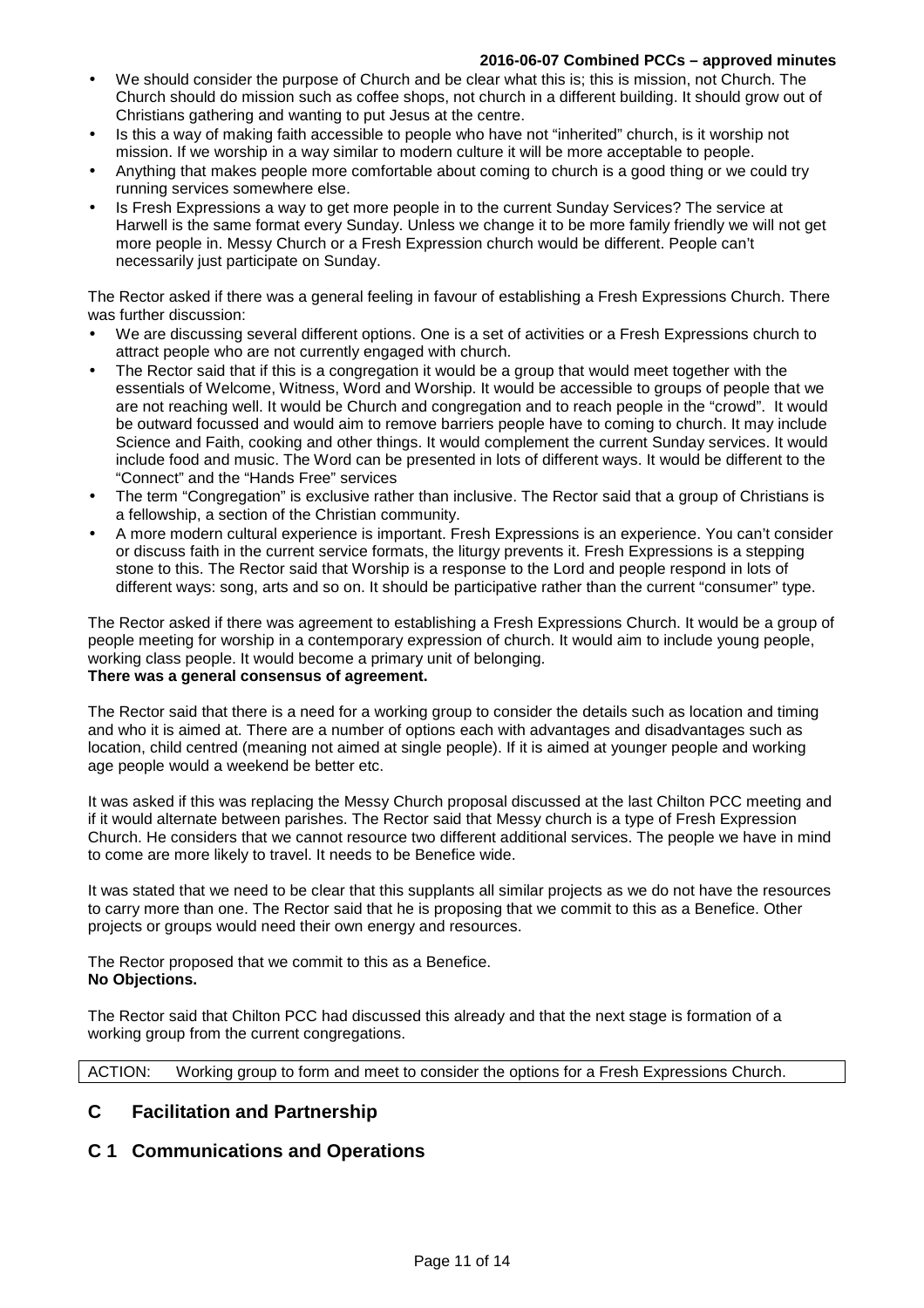- We should consider the purpose of Church and be clear what this is; this is mission, not Church. The Church should do mission such as coffee shops, not church in a different building. It should grow out of Christians gathering and wanting to put Jesus at the centre.
- Is this a way of making faith accessible to people who have not "inherited" church, is it worship not mission. If we worship in a way similar to modern culture it will be more acceptable to people.
- Anything that makes people more comfortable about coming to church is a good thing or we could try running services somewhere else.
- Is Fresh Expressions a way to get more people in to the current Sunday Services? The service at Harwell is the same format every Sunday. Unless we change it to be more family friendly we will not get more people in. Messy Church or a Fresh Expression church would be different. People can't necessarily just participate on Sunday.

The Rector asked if there was a general feeling in favour of establishing a Fresh Expressions Church. There was further discussion:

- We are discussing several different options. One is a set of activities or a Fresh Expressions church to attract people who are not currently engaged with church.
- The Rector said that if this is a congregation it would be a group that would meet together with the essentials of Welcome, Witness, Word and Worship. It would be accessible to groups of people that we are not reaching well. It would be Church and congregation and to reach people in the "crowd". It would be outward focussed and would aim to remove barriers people have to coming to church. It may include Science and Faith, cooking and other things. It would complement the current Sunday services. It would include food and music. The Word can be presented in lots of different ways. It would be different to the "Connect" and the "Hands Free" services
- The term "Congregation" is exclusive rather than inclusive. The Rector said that a group of Christians is a fellowship, a section of the Christian community.
- A more modern cultural experience is important. Fresh Expressions is an experience. You can't consider or discuss faith in the current service formats, the liturgy prevents it. Fresh Expressions is a stepping stone to this. The Rector said that Worship is a response to the Lord and people respond in lots of different ways: song, arts and so on. It should be participative rather than the current "consumer" type.

The Rector asked if there was agreement to establishing a Fresh Expressions Church. It would be a group of people meeting for worship in a contemporary expression of church. It would aim to include young people, working class people. It would become a primary unit of belonging.
**There was a general consensus of agreement.**

The Rector said that there is a need for a working group to consider the details such as location and timing and who it is aimed at. There are a number of options each with advantages and disadvantages such as location, child centred (meaning not aimed at single people). If it is aimed at younger people and working age people would a weekend be better etc.

It was asked if this was replacing the Messy Church proposal discussed at the last Chilton PCC meeting and if it would alternate between parishes. The Rector said that Messy church is a type of Fresh Expression Church. He considers that we cannot resource two different additional services. The people we have in mind to come are more likely to travel. It needs to be Benefice wide.

It was stated that we need to be clear that this supplants all similar projects as we do not have the resources to carry more than one. The Rector said that he is proposing that we commit to this as a Benefice. Other projects or groups would need their own energy and resources.

The Rector proposed that we commit to this as a Benefice.
**No Objections.**

The Rector said that Chilton PCC had discussed this already and that the next stage is formation of a working group from the current congregations.

| ACTION: | Working group to form and meet to consider the options for a Fresh Expressions Church. |
| --- | --- |

## C Facilitation and Partnership

## C 1 Communications and Operations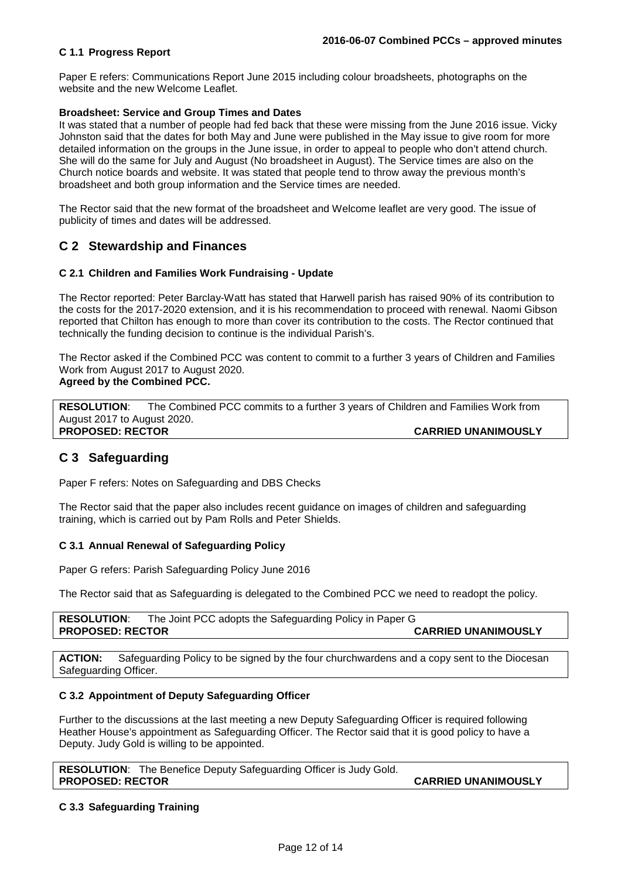#### C 1.1 Progress Report

Paper E refers: Communications Report June 2015 including colour broadsheets, photographs on the website and the new Welcome Leaflet.

**Broadsheet: Service and Group Times and Dates**

It was stated that a number of people had fed back that these were missing from the June 2016 issue. Vicky Johnston said that the dates for both May and June were published in the May issue to give room for more detailed information on the groups in the June issue, in order to appeal to people who don't attend church. She will do the same for July and August (No broadsheet in August). The Service times are also on the Church notice boards and website. It was stated that people tend to throw away the previous month's broadsheet and both group information and the Service times are needed.

The Rector said that the new format of the broadsheet and Welcome leaflet are very good. The issue of publicity of times and dates will be addressed.

## C 2 Stewardship and Finances

#### C 2.1 Children and Families Work Fundraising - Update

The Rector reported: Peter Barclay-Watt has stated that Harwell parish has raised 90% of its contribution to the costs for the 2017-2020 extension, and it is his recommendation to proceed with renewal. Naomi Gibson reported that Chilton has enough to more than cover its contribution to the costs. The Rector continued that technically the funding decision to continue is the individual Parish's.

The Rector asked if the Combined PCC was content to commit to a further 3 years of Children and Families Work from August 2017 to August 2020.
**Agreed by the Combined PCC.**

**RESOLUTION**: The Combined PCC commits to a further 3 years of Children and Families Work from August 2017 to August 2020.
**PROPOSED: RECTOR** **CARRIED UNANIMOUSLY**

## C 3 Safeguarding

Paper F refers: Notes on Safeguarding and DBS Checks

The Rector said that the paper also includes recent guidance on images of children and safeguarding training, which is carried out by Pam Rolls and Peter Shields.

#### C 3.1 Annual Renewal of Safeguarding Policy

Paper G refers: Parish Safeguarding Policy June 2016

The Rector said that as Safeguarding is delegated to the Combined PCC we need to readopt the policy.

**RESOLUTION**: The Joint PCC adopts the Safeguarding Policy in Paper G
**PROPOSED: RECTOR** **CARRIED UNANIMOUSLY**

**ACTION:** Safeguarding Policy to be signed by the four churchwardens and a copy sent to the Diocesan Safeguarding Officer.

#### C 3.2 Appointment of Deputy Safeguarding Officer

Further to the discussions at the last meeting a new Deputy Safeguarding Officer is required following Heather House's appointment as Safeguarding Officer. The Rector said that it is good policy to have a Deputy. Judy Gold is willing to be appointed.

**RESOLUTION**: The Benefice Deputy Safeguarding Officer is Judy Gold.
**PROPOSED: RECTOR** **CARRIED UNANIMOUSLY**

#### C 3.3 Safeguarding Training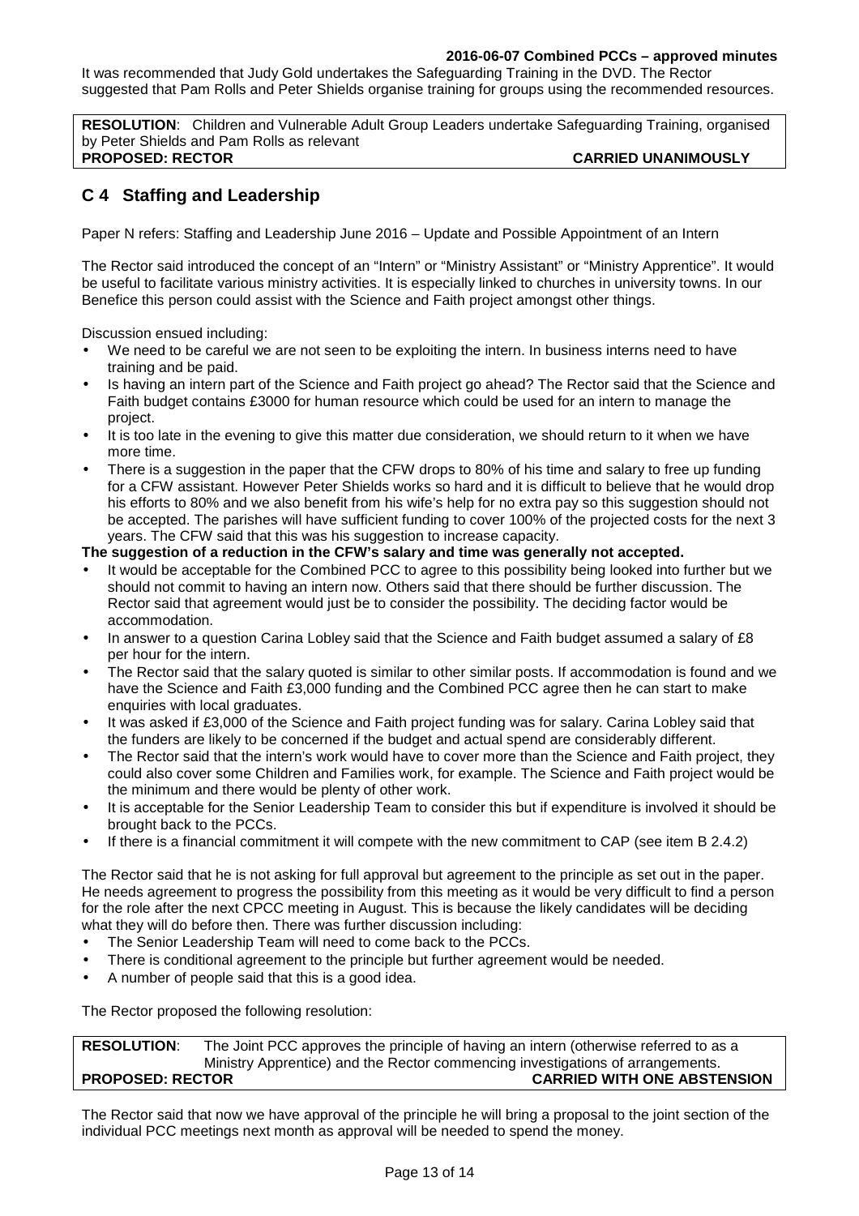It was recommended that Judy Gold undertakes the Safeguarding Training in the DVD. The Rector suggested that Pam Rolls and Peter Shields organise training for groups using the recommended resources.

> **RESOLUTION**: Children and Vulnerable Adult Group Leaders undertake Safeguarding Training, organised by Peter Shields and Pam Rolls as relevant
> **PROPOSED: RECTOR** **CARRIED UNANIMOUSLY**

## C 4 Staffing and Leadership

Paper N refers: Staffing and Leadership June 2016 – Update and Possible Appointment of an Intern

The Rector said introduced the concept of an "Intern" or "Ministry Assistant" or "Ministry Apprentice". It would be useful to facilitate various ministry activities. It is especially linked to churches in university towns. In our Benefice this person could assist with the Science and Faith project amongst other things.

Discussion ensued including:

- We need to be careful we are not seen to be exploiting the intern. In business interns need to have training and be paid.
- Is having an intern part of the Science and Faith project go ahead? The Rector said that the Science and Faith budget contains £3000 for human resource which could be used for an intern to manage the project.
- It is too late in the evening to give this matter due consideration, we should return to it when we have more time.
- There is a suggestion in the paper that the CFW drops to 80% of his time and salary to free up funding for a CFW assistant. However Peter Shields works so hard and it is difficult to believe that he would drop his efforts to 80% and we also benefit from his wife's help for no extra pay so this suggestion should not be accepted. The parishes will have sufficient funding to cover 100% of the projected costs for the next 3 years. The CFW said that this was his suggestion to increase capacity.

**The suggestion of a reduction in the CFW's salary and time was generally not accepted.**

- It would be acceptable for the Combined PCC to agree to this possibility being looked into further but we should not commit to having an intern now. Others said that there should be further discussion. The Rector said that agreement would just be to consider the possibility. The deciding factor would be accommodation.
- In answer to a question Carina Lobley said that the Science and Faith budget assumed a salary of £8 per hour for the intern.
- The Rector said that the salary quoted is similar to other similar posts. If accommodation is found and we have the Science and Faith £3,000 funding and the Combined PCC agree then he can start to make enquiries with local graduates.
- It was asked if £3,000 of the Science and Faith project funding was for salary. Carina Lobley said that the funders are likely to be concerned if the budget and actual spend are considerably different.
- The Rector said that the intern's work would have to cover more than the Science and Faith project, they could also cover some Children and Families work, for example. The Science and Faith project would be the minimum and there would be plenty of other work.
- It is acceptable for the Senior Leadership Team to consider this but if expenditure is involved it should be brought back to the PCCs.
- If there is a financial commitment it will compete with the new commitment to CAP (see item B 2.4.2)

The Rector said that he is not asking for full approval but agreement to the principle as set out in the paper. He needs agreement to progress the possibility from this meeting as it would be very difficult to find a person for the role after the next CPCC meeting in August. This is because the likely candidates will be deciding what they will do before then. There was further discussion including:

- The Senior Leadership Team will need to come back to the PCCs.
- There is conditional agreement to the principle but further agreement would be needed.
- A number of people said that this is a good idea.

The Rector proposed the following resolution:

> **RESOLUTION**: The Joint PCC approves the principle of having an intern (otherwise referred to as a Ministry Apprentice) and the Rector commencing investigations of arrangements.
> **PROPOSED: RECTOR** **CARRIED WITH ONE ABSTENSION**

The Rector said that now we have approval of the principle he will bring a proposal to the joint section of the individual PCC meetings next month as approval will be needed to spend the money.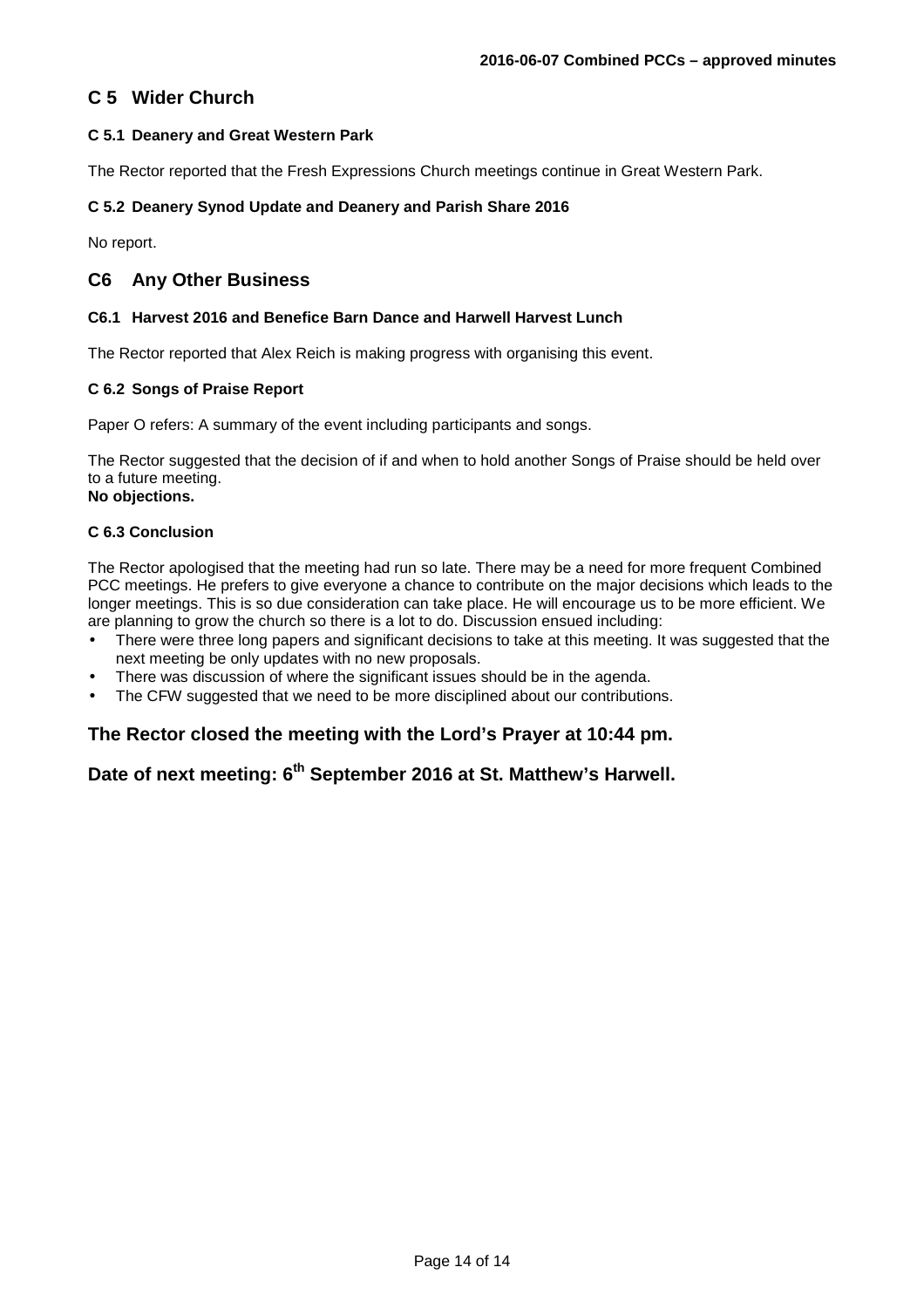## C 5 Wider Church

### C 5.1 Deanery and Great Western Park

The Rector reported that the Fresh Expressions Church meetings continue in Great Western Park.

### C 5.2 Deanery Synod Update and Deanery and Parish Share 2016

No report.

## C6 Any Other Business

### C6.1 Harvest 2016 and Benefice Barn Dance and Harwell Harvest Lunch

The Rector reported that Alex Reich is making progress with organising this event.

### C 6.2 Songs of Praise Report

Paper O refers: A summary of the event including participants and songs.

The Rector suggested that the decision of if and when to hold another Songs of Praise should be held over to a future meeting.
**No objections.**

### C 6.3 Conclusion

The Rector apologised that the meeting had run so late. There may be a need for more frequent Combined PCC meetings. He prefers to give everyone a chance to contribute on the major decisions which leads to the longer meetings. This is so due consideration can take place. He will encourage us to be more efficient. We are planning to grow the church so there is a lot to do. Discussion ensued including:

- There were three long papers and significant decisions to take at this meeting. It was suggested that the next meeting be only updates with no new proposals.
- There was discussion of where the significant issues should be in the agenda.
- The CFW suggested that we need to be more disciplined about our contributions.

## The Rector closed the meeting with the Lord's Prayer at 10:44 pm.

## Date of next meeting: 6th September 2016 at St. Matthew's Harwell.